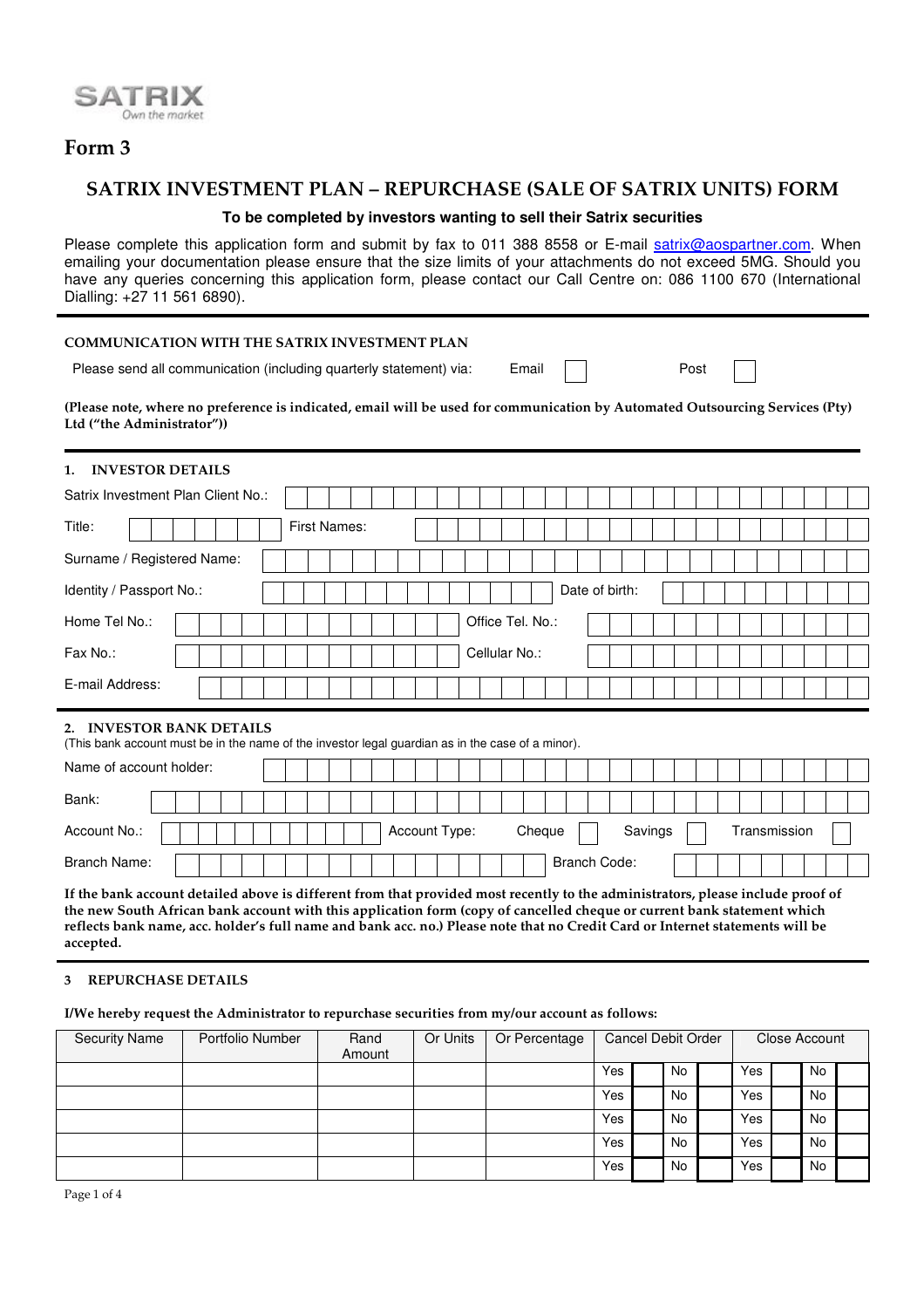SATRIX
Own the market

# Form 3

## SATRIX INVESTMENT PLAN – REPURCHASE (SALE OF SATRIX UNITS) FORM

**To be completed by investors wanting to sell their Satrix securities**

Please complete this application form and submit by fax to 011 388 8558 or E-mail satrix@aospartner.com. When emailing your documentation please ensure that the size limits of your attachments do not exceed 5MG. Should you have any queries concerning this application form, please contact our Call Centre on: 086 1100 670 (International Dialling: +27 11 561 6890).

### COMMUNICATION WITH THE SATRIX INVESTMENT PLAN

Please send all communication (including quarterly statement) via: Email ☐ Post ☐

**(Please note, where no preference is indicated, email will be used for communication by Automated Outsourcing Services (Pty) Ltd ("the Administrator"))**

### 1. INVESTOR DETAILS

Satrix Investment Plan Client No.:

Title: First Names:

Surname / Registered Name:

Identity / Passport No.: Date of birth:

Home Tel No.: Office Tel. No.:

Fax No.: Cellular No.:

E-mail Address:

### 2. INVESTOR BANK DETAILS

(This bank account must be in the name of the investor legal guardian as in the case of a minor).

Name of account holder:

Bank:

Account No.: Account Type: Cheque ☐ Savings ☐ Transmission ☐

Branch Name: Branch Code:

**If the bank account detailed above is different from that provided most recently to the administrators, please include proof of the new South African bank account with this application form (copy of cancelled cheque or current bank statement which reflects bank name, acc. holder's full name and bank acc. no.) Please note that no Credit Card or Internet statements will be accepted.**

### 3 REPURCHASE DETAILS

**I/We hereby request the Administrator to repurchase securities from my/our account as follows:**

| Security Name | Portfolio Number | Rand Amount | Or Units | Or Percentage | Cancel Debit Order | | | | Close Account | | | |
|---|---|---|---|---|---|---|---|---|---|---|---|---|
| | | | | | Yes | | No | | Yes | | No | |
| | | | | | Yes | | No | | Yes | | No | |
| | | | | | Yes | | No | | Yes | | No | |
| | | | | | Yes | | No | | Yes | | No | |
| | | | | | Yes | | No | | Yes | | No | |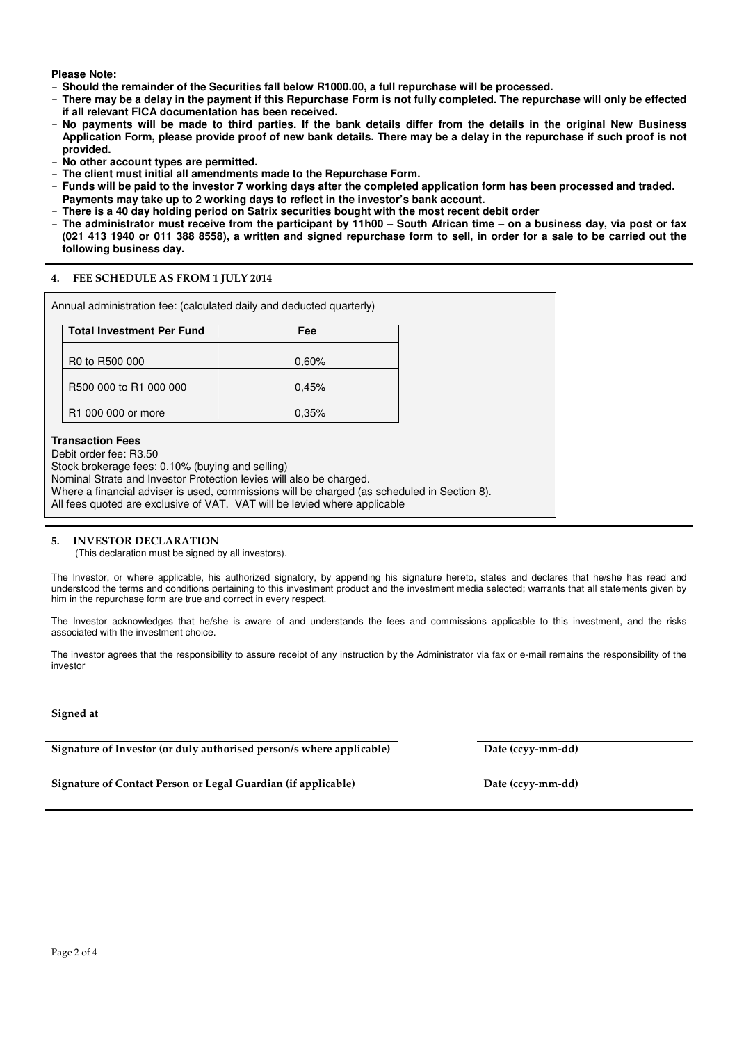**Please Note:**

- **Should the remainder of the Securities fall below R1000.00, a full repurchase will be processed.**
- **There may be a delay in the payment if this Repurchase Form is not fully completed. The repurchase will only be effected if all relevant FICA documentation has been received.**
- **No payments will be made to third parties. If the bank details differ from the details in the original New Business Application Form, please provide proof of new bank details. There may be a delay in the repurchase if such proof is not provided.**
- **No other account types are permitted.**
- **The client must initial all amendments made to the Repurchase Form.**
- **Funds will be paid to the investor 7 working days after the completed application form has been processed and traded.**
- **Payments may take up to 2 working days to reflect in the investor's bank account.**
- **There is a 40 day holding period on Satrix securities bought with the most recent debit order**
- **The administrator must receive from the participant by 11h00 – South African time – on a business day, via post or fax (021 413 1940 or 011 388 8558), a written and signed repurchase form to sell, in order for a sale to be carried out the following business day.**

## 4. FEE SCHEDULE AS FROM 1 JULY 2014

Annual administration fee: (calculated daily and deducted quarterly)

| Total Investment Per Fund | Fee |
|---|---|
| R0 to R500 000 | 0,60% |
| R500 000 to R1 000 000 | 0,45% |
| R1 000 000 or more | 0,35% |

**Transaction Fees**

Debit order fee: R3.50
Stock brokerage fees: 0.10% (buying and selling)
Nominal Strate and Investor Protection levies will also be charged.
Where a financial adviser is used, commissions will be charged (as scheduled in Section 8).
All fees quoted are exclusive of VAT. VAT will be levied where applicable

## 5. INVESTOR DECLARATION

(This declaration must be signed by all investors).

The Investor, or where applicable, his authorized signatory, by appending his signature hereto, states and declares that he/she has read and understood the terms and conditions pertaining to this investment product and the investment media selected; warrants that all statements given by him in the repurchase form are true and correct in every respect.

The Investor acknowledges that he/she is aware of and understands the fees and commissions applicable to this investment, and the risks associated with the investment choice.

The investor agrees that the responsibility to assure receipt of any instruction by the Administrator via fax or e-mail remains the responsibility of the investor

**Signed at**

**Signature of Investor (or duly authorised person/s where applicable)** | **Date (ccyy-mm-dd)**

**Signature of Contact Person or Legal Guardian (if applicable)** | **Date (ccyy-mm-dd)**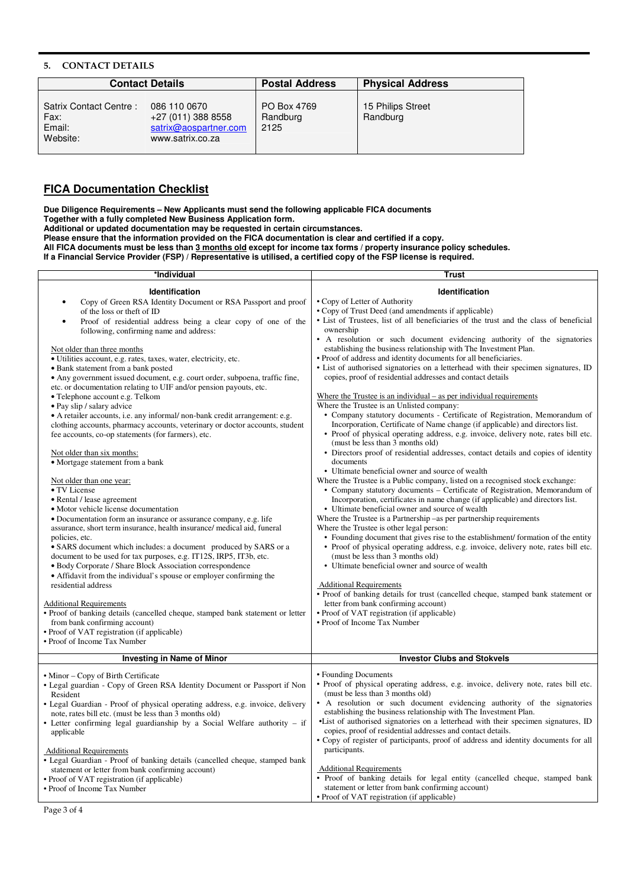## 5. CONTACT DETAILS

| Contact Details | | Postal Address | Physical Address |
|---|---|---|---|
| Satrix Contact Centre :<br>Fax:<br>Email:<br>Website: | 086 110 0670<br>+27 (011) 388 8558<br>satrix@aospartner.com<br>www.satrix.co.za | PO Box 4769<br>Randburg<br>2125 | 15 Philips Street<br>Randburg |

## FICA Documentation Checklist

**Due Diligence Requirements – New Applicants must send the following applicable FICA documents**
**Together with a fully completed New Business Application form.**
**Additional or updated documentation may be requested in certain circumstances.**
**Please ensure that the information provided on the FICA documentation is clear and certified if a copy.**
**All FICA documents must be less than 3 months old except for income tax forms / property insurance policy schedules.**
**If a Financial Service Provider (FSP) / Representative is utilised, a certified copy of the FSP license is required.**

### *Individual

**Identification**

- Copy of Green RSA Identity Document or RSA Passport and proof of the loss or theft of ID
- Proof of residential address being a clear copy of one of the following, confirming name and address:

Not older than three months
- Utilities account, e.g. rates, taxes, water, electricity, etc.
- Bank statement from a bank posted
- Any government issued document, e.g. court order, subpoena, traffic fine, etc. or documentation relating to UIF and/or pension payouts, etc.
- Telephone account e.g. Telkom
- Pay slip / salary advice
- A retailer accounts, i.e. any informal/ non-bank credit arrangement: e.g. clothing accounts, pharmacy accounts, veterinary or doctor accounts, student fee accounts, co-op statements (for farmers), etc.

Not older than six months:
- Mortgage statement from a bank

Not older than one year:
- TV License
- Rental / lease agreement
- Motor vehicle license documentation
- Documentation form an insurance or assurance company, e.g. life assurance, short term insurance, health insurance/ medical aid, funeral policies, etc.
- SARS document which includes: a document produced by SARS or a document to be used for tax purposes, e.g. IT12S, IRP5, IT3b, etc.
- Body Corporate / Share Block Association correspondence
- Affidavit from the individual's spouse or employer confirming the residential address

Additional Requirements
- Proof of banking details (cancelled cheque, stamped bank statement or letter from bank confirming account)
- Proof of VAT registration (if applicable)
- Proof of Income Tax Number

### Trust

**Identification**

- Copy of Letter of Authority
- Copy of Trust Deed (and amendments if applicable)
- List of Trustees, list of all beneficiaries of the trust and the class of beneficial ownership
- A resolution or such document evidencing authority of the signatories establishing the business relationship with The Investment Plan.
- Proof of address and identity documents for all beneficiaries.
- List of authorised signatories on a letterhead with their specimen signatures, ID copies, proof of residential addresses and contact details

Where the Trustee is an individual – as per individual requirements

Where the Trustee is an Unlisted company:
- Company statutory documents - Certificate of Registration, Memorandum of Incorporation, Certificate of Name change (if applicable) and directors list.
- Proof of physical operating address, e.g. invoice, delivery note, rates bill etc. (must be less than 3 months old)
- Directors proof of residential addresses, contact details and copies of identity documents
- Ultimate beneficial owner and source of wealth

Where the Trustee is a Public company, listed on a recognised stock exchange:
- Company statutory documents – Certificate of Registration, Memorandum of Incorporation, certificates in name change (if applicable) and directors list.
- Ultimate beneficial owner and source of wealth

Where the Trustee is a Partnership –as per partnership requirements

Where the Trustee is other legal person:
- Founding document that gives rise to the establishment/ formation of the entity
- Proof of physical operating address, e.g. invoice, delivery note, rates bill etc. (must be less than 3 months old)
- Ultimate beneficial owner and source of wealth

Additional Requirements
- Proof of banking details for trust (cancelled cheque, stamped bank statement or letter from bank confirming account)
- Proof of VAT registration (if applicable)
- Proof of Income Tax Number

### Investing in Name of Minor

- Minor – Copy of Birth Certificate
- Legal guardian - Copy of Green RSA Identity Document or Passport if Non Resident
- Legal Guardian - Proof of physical operating address, e.g. invoice, delivery note, rates bill etc. (must be less than 3 months old)
- Letter confirming legal guardianship by a Social Welfare authority – if applicable

Additional Requirements
- Legal Guardian - Proof of banking details (cancelled cheque, stamped bank statement or letter from bank confirming account)
- Proof of VAT registration (if applicable)
- Proof of Income Tax Number

### Investor Clubs and Stokvels

- Founding Documents
- Proof of physical operating address, e.g. invoice, delivery note, rates bill etc. (must be less than 3 months old)
- A resolution or such document evidencing authority of the signatories establishing the business relationship with The Investment Plan.
- List of authorised signatories on a letterhead with their specimen signatures, ID copies, proof of residential addresses and contact details.
- Copy of register of participants, proof of address and identity documents for all participants.

Additional Requirements
- Proof of banking details for legal entity (cancelled cheque, stamped bank statement or letter from bank confirming account)
- Proof of VAT registration (if applicable)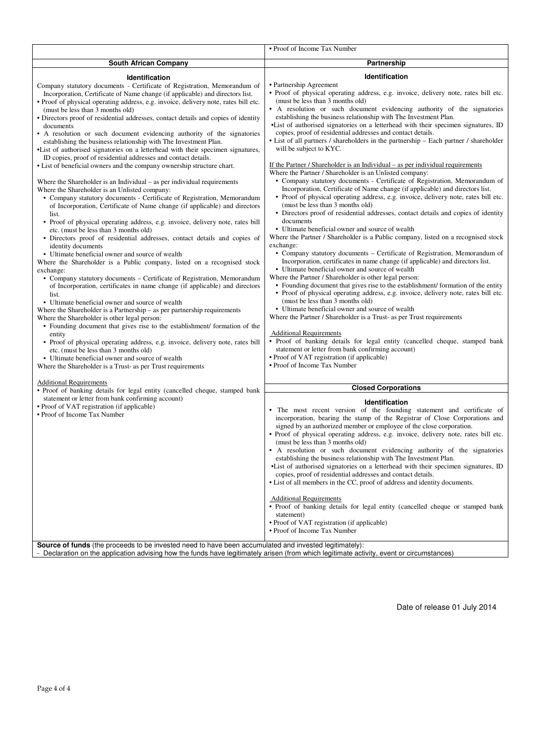- Proof of Income Tax Number

## South African Company

### Identification

Company statutory documents - Certificate of Registration, Memorandum of Incorporation, Certificate of Name change (if applicable) and directors list.

- Proof of physical operating address, e.g. invoice, delivery note, rates bill etc. (must be less than 3 months old)
- Directors proof of residential addresses, contact details and copies of identity documents
- A resolution or such document evidencing authority of the signatories establishing the business relationship with The Investment Plan.
- List of authorised signatories on a letterhead with their specimen signatures, ID copies, proof of residential addresses and contact details.
- List of beneficial owners and the company ownership structure chart.

Where the Shareholder is an Individual – as per individual requirements

Where the Shareholder is an Unlisted company:

- Company statutory documents - Certificate of Registration, Memorandum of Incorporation, Certificate of Name change (if applicable) and directors list.
- Proof of physical operating address, e.g. invoice, delivery note, rates bill etc. (must be less than 3 months old)
- Directors proof of residential addresses, contact details and copies of identity documents
- Ultimate beneficial owner and source of wealth

Where the Shareholder is a Public company, listed on a recognised stock exchange:

- Company statutory documents – Certificate of Registration, Memorandum of Incorporation, certificates in name change (if applicable) and directors list.
- Ultimate beneficial owner and source of wealth

Where the Shareholder is a Partnership – as per partnership requirements

Where the Shareholder is other legal person:

- Founding document that gives rise to the establishment/ formation of the entity
- Proof of physical operating address, e.g. invoice, delivery note, rates bill etc. (must be less than 3 months old)
- Ultimate beneficial owner and source of wealth

Where the Shareholder is a Trust- as per Trust requirements

Additional Requirements

- Proof of banking details for legal entity (cancelled cheque, stamped bank statement or letter from bank confirming account)
- Proof of VAT registration (if applicable)
- Proof of Income Tax Number

## Partnership

### Identification

- Partnership Agreement
- Proof of physical operating address, e.g. invoice, delivery note, rates bill etc. (must be less than 3 months old)
- A resolution or such document evidencing authority of the signatories establishing the business relationship with The Investment Plan.
- List of authorised signatories on a letterhead with their specimen signatures, ID copies, proof of residential addresses and contact details.
- List of all partners / shareholders in the partnership – Each partner / shareholder will be subject to KYC.

If the Partner / Shareholder is an Individual – as per individual requirements

Where the Partner / Shareholder is an Unlisted company:

- Company statutory documents - Certificate of Registration, Memorandum of Incorporation, Certificate of Name change (if applicable) and directors list.
- Proof of physical operating address, e.g. invoice, delivery note, rates bill etc. (must be less than 3 months old)
- Directors proof of residential addresses, contact details and copies of identity documents
- Ultimate beneficial owner and source of wealth

Where the Partner / Shareholder is a Public company, listed on a recognised stock exchange:

- Company statutory documents – Certificate of Registration, Memorandum of Incorporation, certificates in name change (if applicable) and directors list.
- Ultimate beneficial owner and source of wealth

Where the Partner / Shareholder is other legal person:

- Founding document that gives rise to the establishment/ formation of the entity
- Proof of physical operating address, e.g. invoice, delivery note, rates bill etc. (must be less than 3 months old)
- Ultimate beneficial owner and source of wealth

Where the Partner / Shareholder is a Trust- as per Trust requirements

Additional Requirements

- Proof of banking details for legal entity (cancelled cheque, stamped bank statement or letter from bank confirming account)
- Proof of VAT registration (if applicable)
- Proof of Income Tax Number

## Closed Corporations

### Identification

- The most recent version of the founding statement and certificate of incorporation, bearing the stamp of the Registrar of Close Corporations and signed by an authorized member or employee of the close corporation.
- Proof of physical operating address, e.g. invoice, delivery note, rates bill etc. (must be less than 3 months old)
- A resolution or such document evidencing authority of the signatories establishing the business relationship with The Investment Plan.
- List of authorised signatories on a letterhead with their specimen signatures, ID copies, proof of residential addresses and contact details.
- List of all members in the CC, proof of address and identity documents.

Additional Requirements

- Proof of banking details for legal entity (cancelled cheque or stamped bank statement)
- Proof of VAT registration (if applicable)
- Proof of Income Tax Number

**Source of funds** (the proceeds to be invested need to have been accumulated and invested legitimately):

- Declaration on the application advising how the funds have legitimately arisen (from which legitimate activity, event or circumstances)

Date of release 01 July 2014